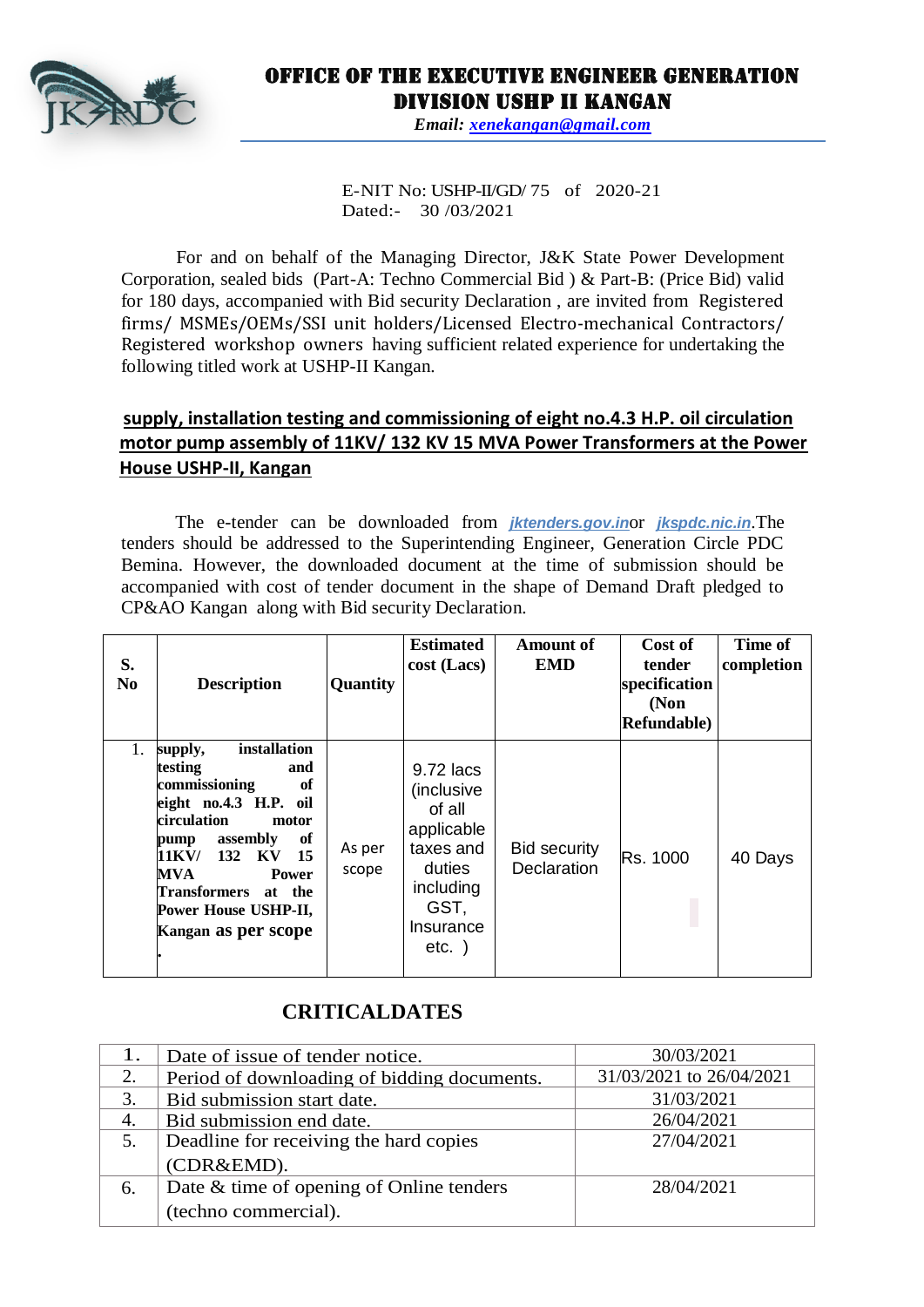# OFFICE OF THE EXECUTIVE ENGINEER GENERATION DIVISION USHP II KANGAN

***Email: xenekangan@gmail.com***

E-NIT No: USHP-II/GD/ 75 of 2020-21
Dated:- 30 /03/2021

For and on behalf of the Managing Director, J&K State Power Development Corporation, sealed bids (Part-A: Techno Commercial Bid ) & Part-B: (Price Bid) valid for 180 days, accompanied with Bid security Declaration , are invited from Registered firms/ MSMEs/OEMs/SSI unit holders/Licensed Electro-mechanical Contractors/ Registered workshop owners having sufficient related experience for undertaking the following titled work at USHP-II Kangan.

**supply, installation testing and commissioning of eight no.4.3 H.P. oil circulation motor pump assembly of 11KV/ 132 KV 15 MVA Power Transformers at the Power House USHP-II, Kangan**

The e-tender can be downloaded from ***jktenders.gov.in***or ***jkspdc.nic.in***.The tenders should be addressed to the Superintending Engineer, Generation Circle PDC Bemina. However, the downloaded document at the time of submission should be accompanied with cost of tender document in the shape of Demand Draft pledged to CP&AO Kangan along with Bid security Declaration.

| S. No | Description | Quantity | Estimated cost (Lacs) | Amount of EMD | Cost of tender specification (Non Refundable) | Time of completion |
|---|---|---|---|---|---|---|
| 1. | **supply, installation testing and commissioning of eight no.4.3 H.P. oil circulation motor pump assembly of 11KV/ 132 KV 15 MVA Power Transformers at the Power House USHP-II, Kangan as per scope** | As per scope | 9.72 lacs (inclusive of all applicable taxes and duties including GST, Insurance etc. ) | Bid security Declaration | Rs. 1000 | 40 Days |

## CRITICALDATES

| | | |
|---|---|---|
| 1. | Date of issue of tender notice. | 30/03/2021 |
| 2. | Period of downloading of bidding documents. | 31/03/2021 to 26/04/2021 |
| 3. | Bid submission start date. | 31/03/2021 |
| 4. | Bid submission end date. | 26/04/2021 |
| 5. | Deadline for receiving the hard copies (CDR&EMD). | 27/04/2021 |
| 6. | Date & time of opening of Online tenders (techno commercial). | 28/04/2021 |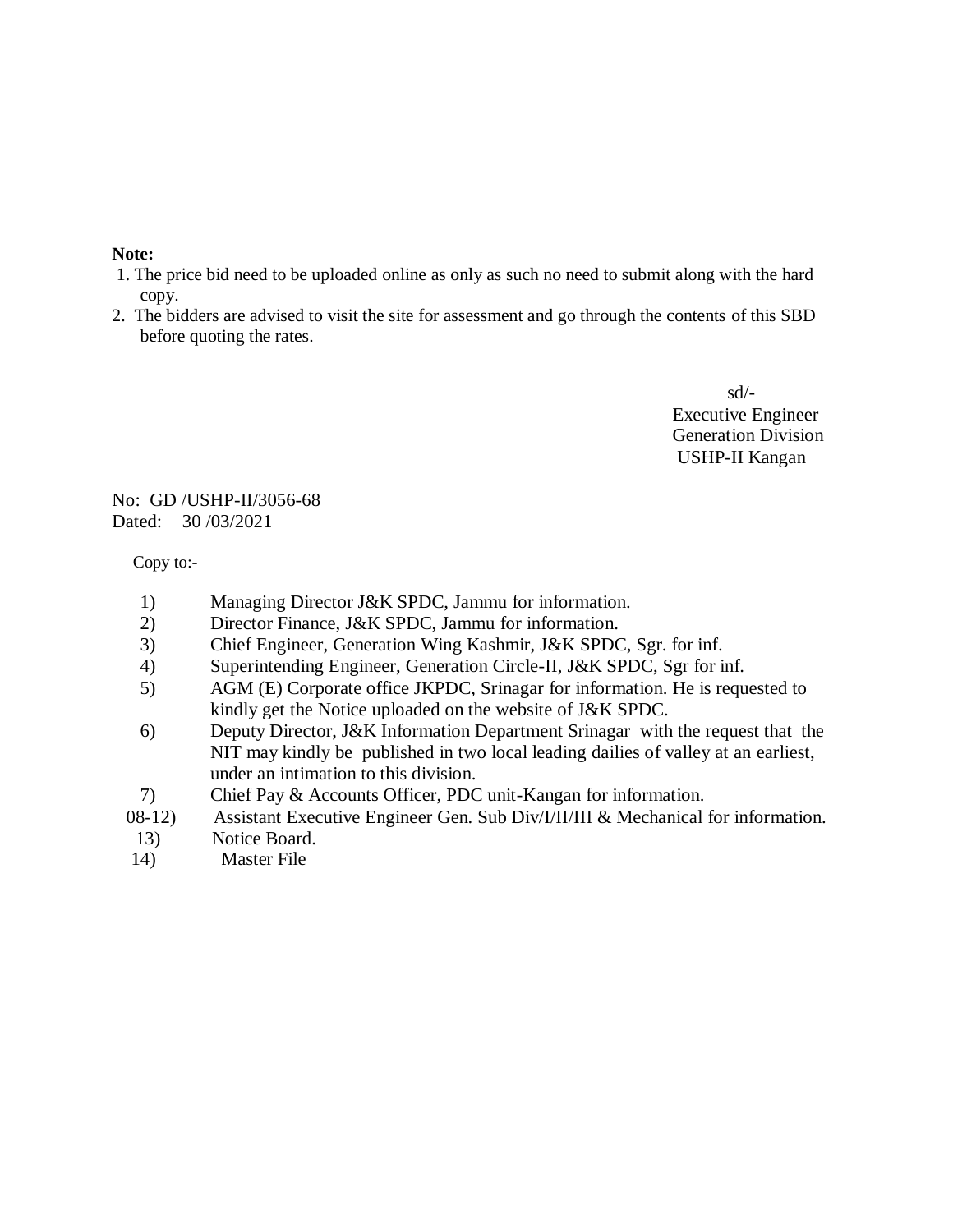**Note:**

1. The price bid need to be uploaded online as only as such no need to submit along with the hard copy.
2. The bidders are advised to visit the site for assessment and go through the contents of this SBD before quoting the rates.

sd/-
Executive Engineer
Generation Division
USHP-II Kangan

No: GD /USHP-II/3056-68
Dated: 30 /03/2021

Copy to:-

1) Managing Director J&K SPDC, Jammu for information.
2) Director Finance, J&K SPDC, Jammu for information.
3) Chief Engineer, Generation Wing Kashmir, J&K SPDC, Sgr. for inf.
4) Superintending Engineer, Generation Circle-II, J&K SPDC, Sgr for inf.
5) AGM (E) Corporate office JKPDC, Srinagar for information. He is requested to kindly get the Notice uploaded on the website of J&K SPDC.
6) Deputy Director, J&K Information Department Srinagar with the request that the NIT may kindly be published in two local leading dailies of valley at an earliest, under an intimation to this division.
7) Chief Pay & Accounts Officer, PDC unit-Kangan for information.

08-12) Assistant Executive Engineer Gen. Sub Div/I/II/III & Mechanical for information.

13) Notice Board.

14) Master File